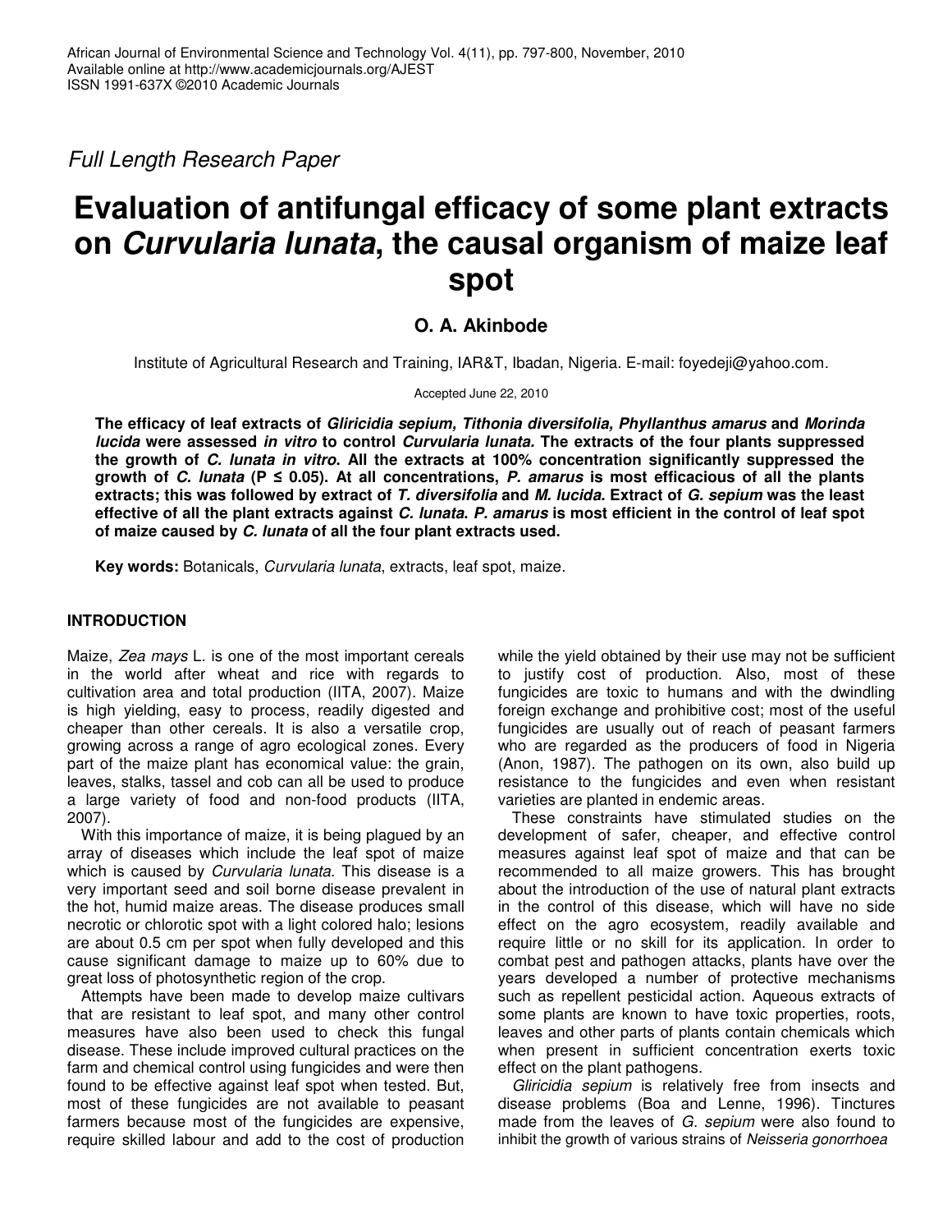*Full Length Research Paper*

# Evaluation of antifungal efficacy of some plant extracts on *Curvularia lunata*, the causal organism of maize leaf spot

**O. A. Akinbode**

Institute of Agricultural Research and Training, IAR&T, Ibadan, Nigeria. E-mail: foyedeji@yahoo.com.

Accepted June 22, 2010

**The efficacy of leaf extracts of *Gliricidia sepium, Tithonia diversifolia, Phyllanthus amarus* and *Morinda lucida* were assessed *in vitro* to control *Curvularia lunata.* The extracts of the four plants suppressed the growth of *C. lunata in vitro*. All the extracts at 100% concentration significantly suppressed the growth of *C. lunata* ($P \leq 0.05$). At all concentrations, *P. amarus* is most efficacious of all the plants extracts; this was followed by extract of *T. diversifolia* and *M. lucida*. Extract of *G. sepium* was the least effective of all the plant extracts against *C. lunata*. *P. amarus* is most efficient in the control of leaf spot of maize caused by *C. lunata* of all the four plant extracts used.**

**Key words:** Botanicals, *Curvularia lunata*, extracts, leaf spot, maize.

## INTRODUCTION

Maize, *Zea mays* L. is one of the most important cereals in the world after wheat and rice with regards to cultivation area and total production (IITA, 2007). Maize is high yielding, easy to process, readily digested and cheaper than other cereals. It is also a versatile crop, growing across a range of agro ecological zones. Every part of the maize plant has economical value: the grain, leaves, stalks, tassel and cob can all be used to produce a large variety of food and non-food products (IITA, 2007).

With this importance of maize, it is being plagued by an array of diseases which include the leaf spot of maize which is caused by *Curvularia lunata*. This disease is a very important seed and soil borne disease prevalent in the hot, humid maize areas. The disease produces small necrotic or chlorotic spot with a light colored halo; lesions are about 0.5 cm per spot when fully developed and this cause significant damage to maize up to 60% due to great loss of photosynthetic region of the crop.

Attempts have been made to develop maize cultivars that are resistant to leaf spot, and many other control measures have also been used to check this fungal disease. These include improved cultural practices on the farm and chemical control using fungicides and were then found to be effective against leaf spot when tested. But, most of these fungicides are not available to peasant farmers because most of the fungicides are expensive, require skilled labour and add to the cost of production while the yield obtained by their use may not be sufficient to justify cost of production. Also, most of these fungicides are toxic to humans and with the dwindling foreign exchange and prohibitive cost; most of the useful fungicides are usually out of reach of peasant farmers who are regarded as the producers of food in Nigeria (Anon, 1987). The pathogen on its own, also build up resistance to the fungicides and even when resistant varieties are planted in endemic areas.

These constraints have stimulated studies on the development of safer, cheaper, and effective control measures against leaf spot of maize and that can be recommended to all maize growers. This has brought about the introduction of the use of natural plant extracts in the control of this disease, which will have no side effect on the agro ecosystem, readily available and require little or no skill for its application. In order to combat pest and pathogen attacks, plants have over the years developed a number of protective mechanisms such as repellent pesticidal action. Aqueous extracts of some plants are known to have toxic properties, roots, leaves and other parts of plants contain chemicals which when present in sufficient concentration exerts toxic effect on the plant pathogens.

*Gliricidia sepium* is relatively free from insects and disease problems (Boa and Lenne, 1996). Tinctures made from the leaves of *G. sepium* were also found to inhibit the growth of various strains of *Neisseria gonorrhoea*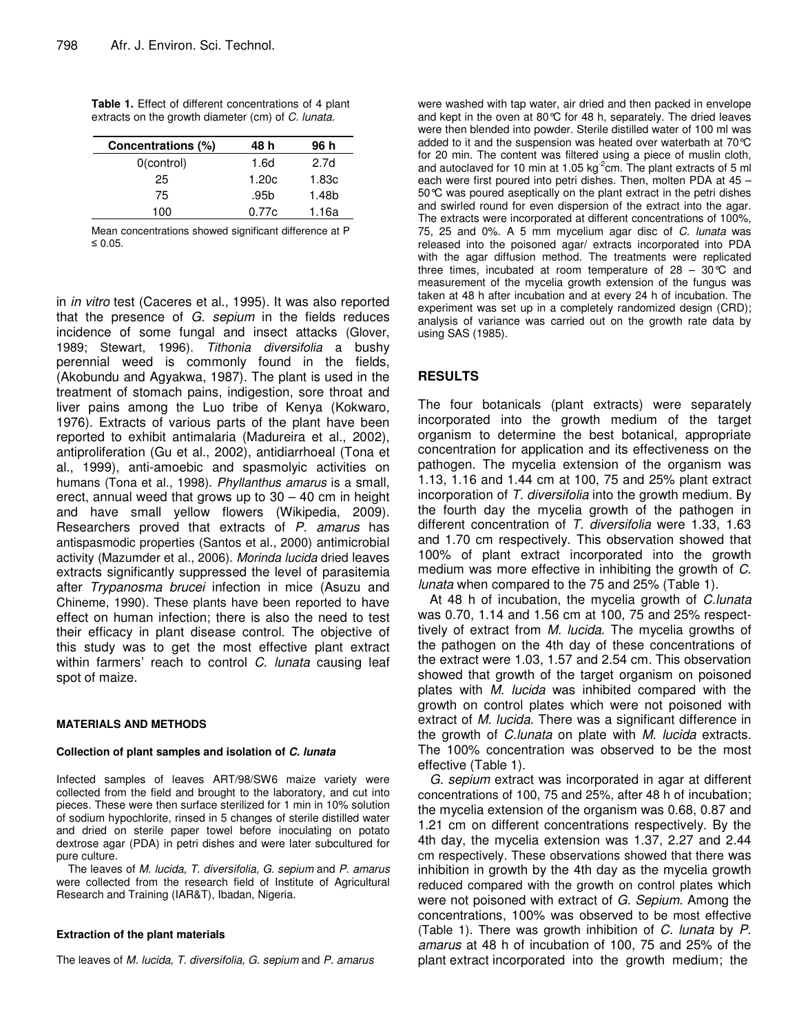**Table 1.** Effect of different concentrations of 4 plant extracts on the growth diameter (cm) of *C. lunata*.

| Concentrations (%) | 48 h | 96 h |
|---|---|---|
| 0(control) | 1.6d | 2.7d |
| 25 | 1.20c | 1.83c |
| 75 | .95b | 1.48b |
| 100 | 0.77c | 1.16a |

Mean concentrations showed significant difference at P ≤ 0.05.

in *in vitro* test (Caceres et al., 1995). It was also reported that the presence of *G. sepium* in the fields reduces incidence of some fungal and insect attacks (Glover, 1989; Stewart, 1996). *Tithonia diversifolia* a bushy perennial weed is commonly found in the fields, (Akobundu and Agyakwa, 1987). The plant is used in the treatment of stomach pains, indigestion, sore throat and liver pains among the Luo tribe of Kenya (Kokwaro, 1976). Extracts of various parts of the plant have been reported to exhibit antimalaria (Madureira et al., 2002), antiproliferation (Gu et al., 2002), antidiarrhoeal (Tona et al., 1999), anti-amoebic and spasmolyic activities on humans (Tona et al., 1998). *Phyllanthus amarus* is a small, erect, annual weed that grows up to 30 – 40 cm in height and have small yellow flowers (Wikipedia, 2009). Researchers proved that extracts of *P. amarus* has antispasmodic properties (Santos et al., 2000) antimicrobial activity (Mazumder et al., 2006). *Morinda lucida* dried leaves extracts significantly suppressed the level of parasitemia after *Trypanosma brucei* infection in mice (Asuzu and Chineme, 1990). These plants have been reported to have effect on human infection; there is also the need to test their efficacy in plant disease control. The objective of this study was to get the most effective plant extract within farmers' reach to control *C. lunata* causing leaf spot of maize.

## MATERIALS AND METHODS

### Collection of plant samples and isolation of *C. lunata*

Infected samples of leaves ART/98/SW6 maize variety were collected from the field and brought to the laboratory, and cut into pieces. These were then surface sterilized for 1 min in 10% solution of sodium hypochlorite, rinsed in 5 changes of sterile distilled water and dried on sterile paper towel before inoculating on potato dextrose agar (PDA) in petri dishes and were later subcultured for pure culture.

The leaves of *M. lucida, T. diversifolia, G. sepium* and *P. amarus* were collected from the research field of Institute of Agricultural Research and Training (IAR&T), Ibadan, Nigeria.

### Extraction of the plant materials

The leaves of *M. lucida, T. diversifolia, G. sepium* and *P. amarus* were washed with tap water, air dried and then packed in envelope and kept in the oven at 80°C for 48 h, separately. The dried leaves were then blended into powder. Sterile distilled water of 100 ml was added to it and the suspension was heated over waterbath at 70°C for 20 min. The content was filtered using a piece of muslin cloth, and autoclaved for 10 min at 1.05 $kg^{-2}cm$. The plant extracts of 5 ml each were first poured into petri dishes. Then, molten PDA at 45 – 50°C was poured aseptically on the plant extract in the petri dishes and swirled round for even dispersion of the extract into the agar. The extracts were incorporated at different concentrations of 100%, 75, 25 and 0%. A 5 mm mycelium agar disc of *C. lunata* was released into the poisoned agar/ extracts incorporated into PDA with the agar diffusion method. The treatments were replicated three times, incubated at room temperature of 28 – 30°C and measurement of the mycelia growth extension of the fungus was taken at 48 h after incubation and at every 24 h of incubation. The experiment was set up in a completely randomized design (CRD); analysis of variance was carried out on the growth rate data by using SAS (1985).

## RESULTS

The four botanicals (plant extracts) were separately incorporated into the growth medium of the target organism to determine the best botanical, appropriate concentration for application and its effectiveness on the pathogen. The mycelia extension of the organism was 1.13, 1.16 and 1.44 cm at 100, 75 and 25% plant extract incorporation of *T. diversifolia* into the growth medium. By the fourth day the mycelia growth of the pathogen in different concentration of *T. diversifolia* were 1.33, 1.63 and 1.70 cm respectively. This observation showed that 100% of plant extract incorporated into the growth medium was more effective in inhibiting the growth of *C. lunata* when compared to the 75 and 25% (Table 1).

At 48 h of incubation, the mycelia growth of *C.lunata* was 0.70, 1.14 and 1.56 cm at 100, 75 and 25% respecttively of extract from *M. lucida*. The mycelia growths of the pathogen on the 4th day of these concentrations of the extract were 1.03, 1.57 and 2.54 cm. This observation showed that growth of the target organism on poisoned plates with *M. lucida* was inhibited compared with the growth on control plates which were not poisoned with extract of *M. lucida*. There was a significant difference in the growth of *C.lunata* on plate with *M. lucida* extracts. The 100% concentration was observed to be the most effective (Table 1).

*G. sepium* extract was incorporated in agar at different concentrations of 100, 75 and 25%, after 48 h of incubation; the mycelia extension of the organism was 0.68, 0.87 and 1.21 cm on different concentrations respectively. By the 4th day, the mycelia extension was 1.37, 2.27 and 2.44 cm respectively. These observations showed that there was inhibition in growth by the 4th day as the mycelia growth reduced compared with the growth on control plates which were not poisoned with extract of *G. Sepium*. Among the concentrations, 100% was observed to be most effective (Table 1). There was growth inhibition of *C. lunata* by *P. amarus* at 48 h of incubation of 100, 75 and 25% of the plant extract incorporated into the growth medium; the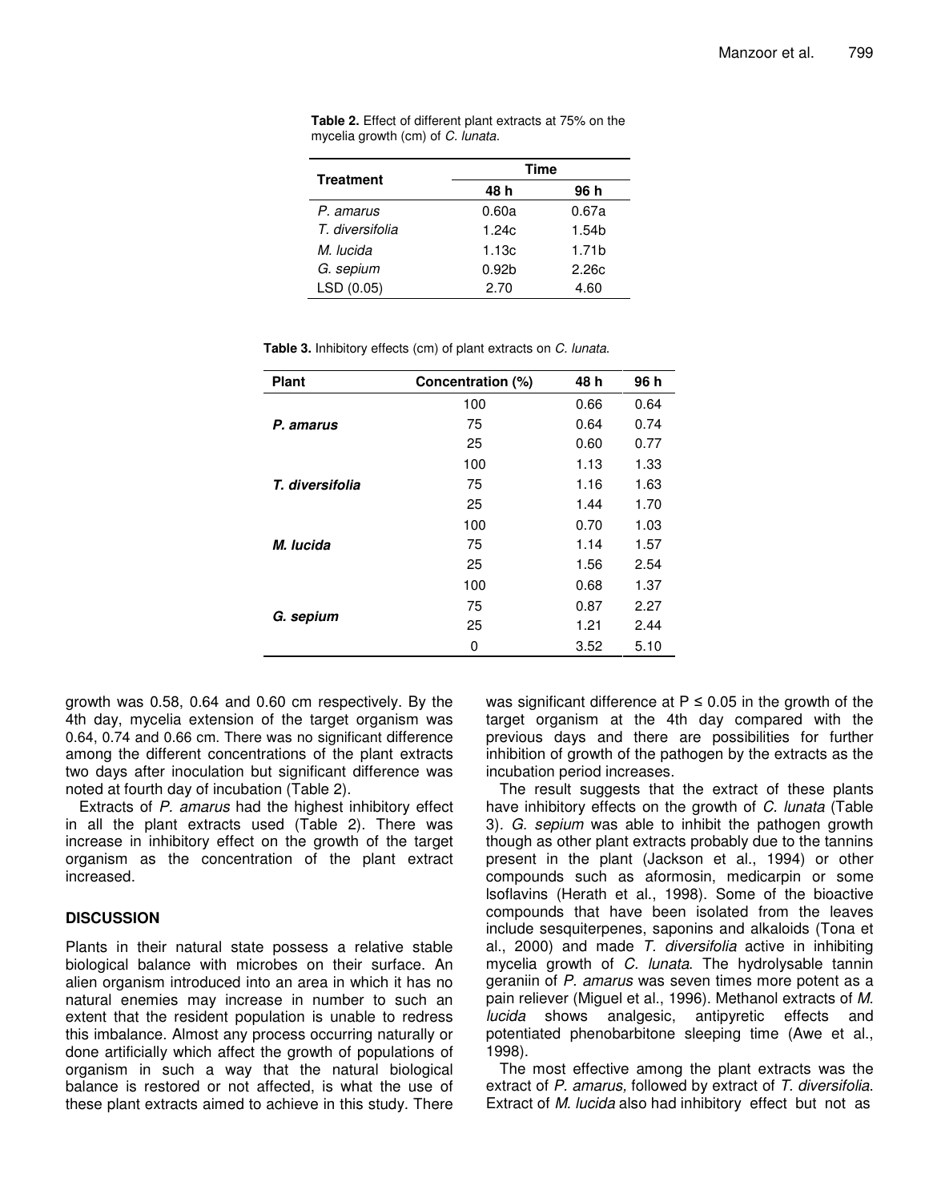**Table 2.** Effect of different plant extracts at 75% on the mycelia growth (cm) of *C. lunata*.

| Treatment | Time | |
|---|---|---|
| | 48 h | 96 h |
| *P. amarus* | 0.60a | 0.67a |
| *T. diversifolia* | 1.24c | 1.54b |
| *M. lucida* | 1.13c | 1.71b |
| *G. sepium* | 0.92b | 2.26c |
| LSD (0.05) | 2.70 | 4.60 |

**Table 3.** Inhibitory effects (cm) of plant extracts on *C. lunata*.

| Plant | Concentration (%) | 48 h | 96 h |
|---|---|---|---|
| ***P. amarus*** | 100 | 0.66 | 0.64 |
| | 75 | 0.64 | 0.74 |
| | 25 | 0.60 | 0.77 |
| ***T. diversifolia*** | 100 | 1.13 | 1.33 |
| | 75 | 1.16 | 1.63 |
| | 25 | 1.44 | 1.70 |
| ***M. lucida*** | 100 | 0.70 | 1.03 |
| | 75 | 1.14 | 1.57 |
| | 25 | 1.56 | 2.54 |
| ***G. sepium*** | 100 | 0.68 | 1.37 |
| | 75 | 0.87 | 2.27 |
| | 25 | 1.21 | 2.44 |
| | 0 | 3.52 | 5.10 |

growth was 0.58, 0.64 and 0.60 cm respectively. By the 4th day, mycelia extension of the target organism was 0.64, 0.74 and 0.66 cm. There was no significant difference among the different concentrations of the plant extracts two days after inoculation but significant difference was noted at fourth day of incubation (Table 2).

Extracts of *P. amarus* had the highest inhibitory effect in all the plant extracts used (Table 2). There was increase in inhibitory effect on the growth of the target organism as the concentration of the plant extract increased.

## DISCUSSION

Plants in their natural state possess a relative stable biological balance with microbes on their surface. An alien organism introduced into an area in which it has no natural enemies may increase in number to such an extent that the resident population is unable to redress this imbalance. Almost any process occurring naturally or done artificially which affect the growth of populations of organism in such a way that the natural biological balance is restored or not affected, is what the use of these plant extracts aimed to achieve in this study. There was significant difference at $P \leq 0.05$ in the growth of the target organism at the 4th day compared with the previous days and there are possibilities for further inhibition of growth of the pathogen by the extracts as the incubation period increases.

The result suggests that the extract of these plants have inhibitory effects on the growth of *C. lunata* (Table 3). *G. sepium* was able to inhibit the pathogen growth though as other plant extracts probably due to the tannins present in the plant (Jackson et al., 1994) or other compounds such as aformosin, medicarpin or some lsoflavins (Herath et al., 1998). Some of the bioactive compounds that have been isolated from the leaves include sesquiterpenes, saponins and alkaloids (Tona et al., 2000) and made *T. diversifolia* active in inhibiting mycelia growth of *C. lunata*. The hydrolysable tannin geraniin of *P. amarus* was seven times more potent as a pain reliever (Miguel et al., 1996). Methanol extracts of *M. lucida* shows analgesic, antipyretic effects and potentiated phenobarbitone sleeping time (Awe et al., 1998).

The most effective among the plant extracts was the extract of *P. amarus,* followed by extract of *T. diversifolia*. Extract of *M. lucida* also had inhibitory effect but not as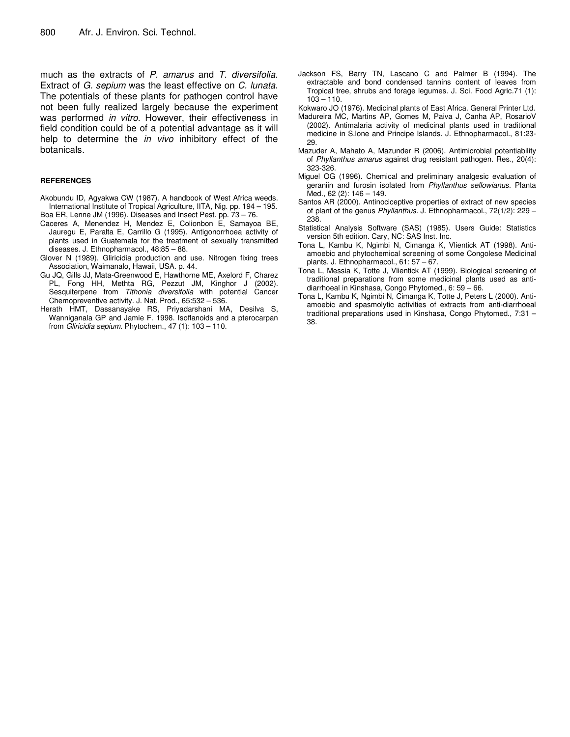much as the extracts of *P. amarus* and *T. diversifolia*. Extract of *G. sepium* was the least effective on *C. lunata*. The potentials of these plants for pathogen control have not been fully realized largely because the experiment was performed *in vitro*. However, their effectiveness in field condition could be of a potential advantage as it will help to determine the *in vivo* inhibitory effect of the botanicals.

## REFERENCES

Akobundu ID, Agyakwa CW (1987). A handbook of West Africa weeds. International Institute of Tropical Agriculture, IITA, Nig. pp. 194 – 195.

Boa ER, Lenne JM (1996). Diseases and Insect Pest. pp. 73 – 76.

Caceres A, Menendez H, Mendez E, Colionbon E, Samayoa BE, Jauregu E, Paralta E, Carrillo G (1995). Antigonorrhoea activity of plants used in Guatemala for the treatment of sexually transmitted diseases. J. Ethnopharmacol., 48:85 – 88.

Glover N (1989). Gliricidia production and use. Nitrogen fixing trees Association, Waimanalo, Hawaii, USA. p. 44.

Gu JQ, Gills JJ, Mata-Greenwood E, Hawthorne ME, Axelord F, Charez PL, Fong HH, Methta RG, Pezzut JM, Kinghor J (2002). Sesquiterpene from *Tithonia diversifolia* with potential Cancer Chemopreventive activity. J. Nat. Prod., 65:532 – 536.

Herath HMT, Dassanayake RS, Priyadarshani MA, Desilva S, Wanniganala GP and Jamie F. 1998. Isoflanoids and a pterocarpan from *Gliricidia sepium*. Phytochem., 47 (1): 103 – 110.

Jackson FS, Barry TN, Lascano C and Palmer B (1994). The extractable and bond condensed tannins content of leaves from Tropical tree, shrubs and forage legumes. J. Sci. Food Agric.71 (1): 103 – 110.

Kokwaro JO (1976). Medicinal plants of East Africa. General Printer Ltd.

Madureira MC, Martins AP, Gomes M, Paiva J, Canha AP, RosarioV (2002). Antimalaria activity of medicinal plants used in traditional medicine in S.lone and Principe Islands. J. Ethnopharmacol., 81:23-29.

Mazuder A, Mahato A, Mazunder R (2006). Antimicrobial potentiability of *Phyllanthus amarus* against drug resistant pathogen. Res., 20(4): 323-326.

Miguel OG (1996). Chemical and preliminary analgesic evaluation of geraniin and furosin isolated from *Phyllanthus sellowianus*. Planta Med., 62 (2): 146 – 149.

Santos AR (2000). Antinociceptive properties of extract of new species of plant of the genus *Phyllanthus*. J. Ethnopharmacol., 72(1/2): 229 – 238.

Statistical Analysis Software (SAS) (1985). Users Guide: Statistics version 5th edition. Cary, NC: SAS Inst. Inc.

Tona L, Kambu K, Ngimbi N, Cimanga K, Vlientick AT (1998). Anti-amoebic and phytochemical screening of some Congolese Medicinal plants. J. Ethnopharmacol., 61: 57 – 67.

Tona L, Messia K, Totte J, Vlientick AT (1999). Biological screening of traditional preparations from some medicinal plants used as anti-diarrhoeal in Kinshasa, Congo Phytomed., 6: 59 – 66.

Tona L, Kambu K, Ngimbi N, Cimanga K, Totte J, Peters L (2000). Anti-amoebic and spasmolytic activities of extracts from anti-diarrhoeal traditional preparations used in Kinshasa, Congo Phytomed., 7:31 – 38.